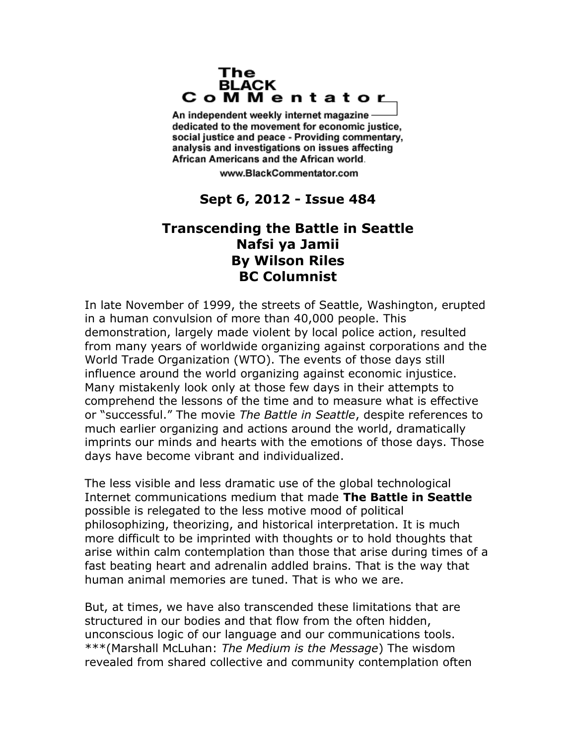**The BLACK CoMMentator**

An independent weekly internet magazine dedicated to the movement for economic justice, social justice and peace - Providing commentary, analysis and investigations on issues affecting African Americans and the African world.

www.BlackCommentator.com

**Sept 6, 2012 - Issue 484**

# Transcending the Battle in Seattle
## Nafsi ya Jamii
### By Wilson Riles
### BC Columnist

In late November of 1999, the streets of Seattle, Washington, erupted in a human convulsion of more than 40,000 people. This demonstration, largely made violent by local police action, resulted from many years of worldwide organizing against corporations and the World Trade Organization (WTO). The events of those days still influence around the world organizing against economic injustice. Many mistakenly look only at those few days in their attempts to comprehend the lessons of the time and to measure what is effective or "successful." The movie *The Battle in Seattle*, despite references to much earlier organizing and actions around the world, dramatically imprints our minds and hearts with the emotions of those days. Those days have become vibrant and individualized.

The less visible and less dramatic use of the global technological Internet communications medium that made **The Battle in Seattle** possible is relegated to the less motive mood of political philosophizing, theorizing, and historical interpretation. It is much more difficult to be imprinted with thoughts or to hold thoughts that arise within calm contemplation than those that arise during times of a fast beating heart and adrenalin addled brains. That is the way that human animal memories are tuned. That is who we are.

But, at times, we have also transcended these limitations that are structured in our bodies and that flow from the often hidden, unconscious logic of our language and our communications tools. ***(Marshall McLuhan: *The Medium is the Message*) The wisdom revealed from shared collective and community contemplation often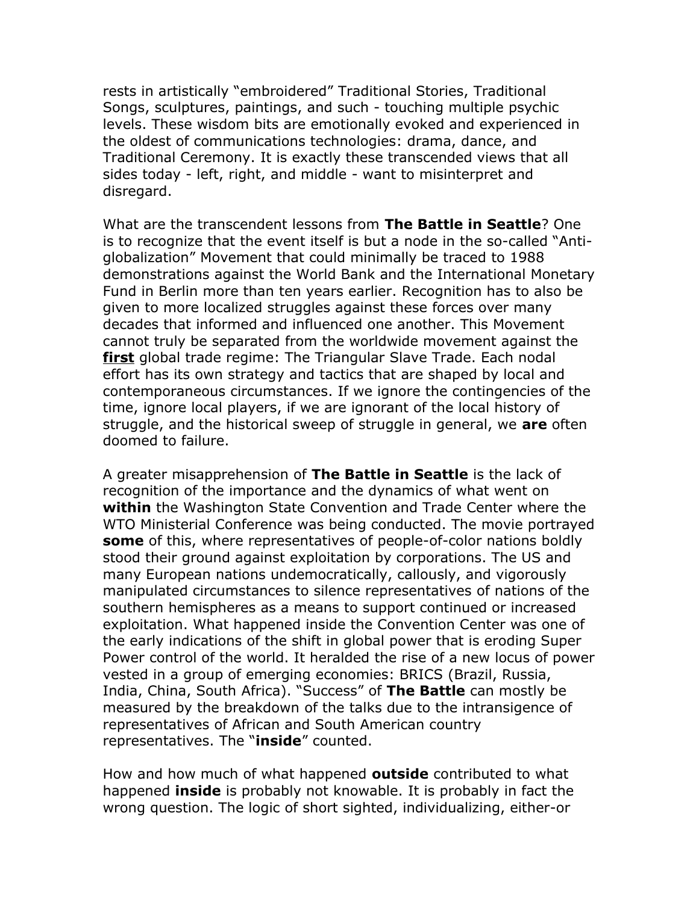rests in artistically "embroidered" Traditional Stories, Traditional Songs, sculptures, paintings, and such - touching multiple psychic levels. These wisdom bits are emotionally evoked and experienced in the oldest of communications technologies: drama, dance, and Traditional Ceremony. It is exactly these transcended views that all sides today - left, right, and middle - want to misinterpret and disregard.

What are the transcendent lessons from **The Battle in Seattle**? One is to recognize that the event itself is but a node in the so-called "Anti-globalization" Movement that could minimally be traced to 1988 demonstrations against the World Bank and the International Monetary Fund in Berlin more than ten years earlier. Recognition has to also be given to more localized struggles against these forces over many decades that informed and influenced one another. This Movement cannot truly be separated from the worldwide movement against the <u>**first**</u> global trade regime: The Triangular Slave Trade. Each nodal effort has its own strategy and tactics that are shaped by local and contemporaneous circumstances. If we ignore the contingencies of the time, ignore local players, if we are ignorant of the local history of struggle, and the historical sweep of struggle in general, we **are** often doomed to failure.

A greater misapprehension of **The Battle in Seattle** is the lack of recognition of the importance and the dynamics of what went on **within** the Washington State Convention and Trade Center where the WTO Ministerial Conference was being conducted. The movie portrayed **some** of this, where representatives of people-of-color nations boldly stood their ground against exploitation by corporations. The US and many European nations undemocratically, callously, and vigorously manipulated circumstances to silence representatives of nations of the southern hemispheres as a means to support continued or increased exploitation. What happened inside the Convention Center was one of the early indications of the shift in global power that is eroding Super Power control of the world. It heralded the rise of a new locus of power vested in a group of emerging economies: BRICS (Brazil, Russia, India, China, South Africa). "Success" of **The Battle** can mostly be measured by the breakdown of the talks due to the intransigence of representatives of African and South American country representatives. The "**inside**" counted.

How and how much of what happened **outside** contributed to what happened **inside** is probably not knowable. It is probably in fact the wrong question. The logic of short sighted, individualizing, either-or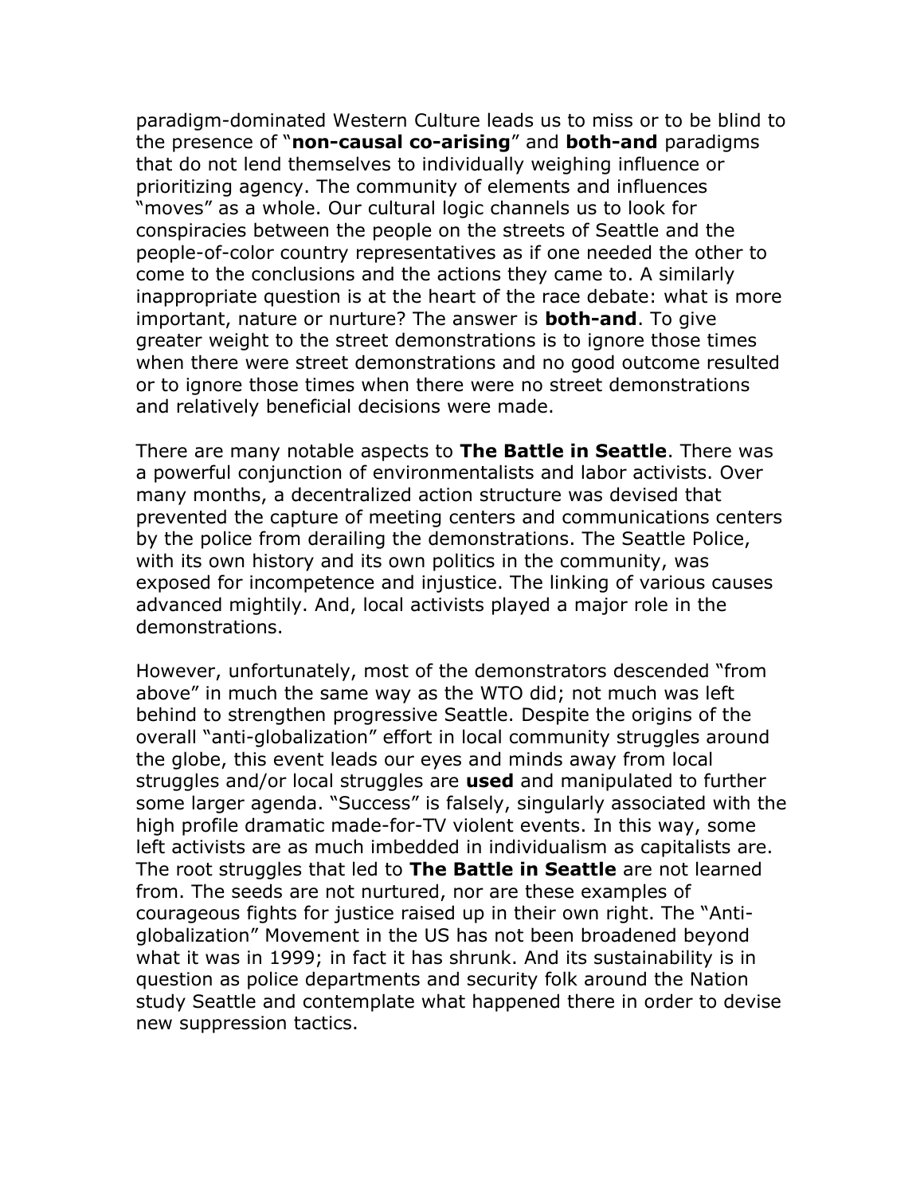paradigm-dominated Western Culture leads us to miss or to be blind to the presence of "**non-causal co-arising**" and **both-and** paradigms that do not lend themselves to individually weighing influence or prioritizing agency. The community of elements and influences "moves" as a whole. Our cultural logic channels us to look for conspiracies between the people on the streets of Seattle and the people-of-color country representatives as if one needed the other to come to the conclusions and the actions they came to. A similarly inappropriate question is at the heart of the race debate: what is more important, nature or nurture? The answer is **both-and**. To give greater weight to the street demonstrations is to ignore those times when there were street demonstrations and no good outcome resulted or to ignore those times when there were no street demonstrations and relatively beneficial decisions were made.

There are many notable aspects to **The Battle in Seattle**. There was a powerful conjunction of environmentalists and labor activists. Over many months, a decentralized action structure was devised that prevented the capture of meeting centers and communications centers by the police from derailing the demonstrations. The Seattle Police, with its own history and its own politics in the community, was exposed for incompetence and injustice. The linking of various causes advanced mightily. And, local activists played a major role in the demonstrations.

However, unfortunately, most of the demonstrators descended "from above" in much the same way as the WTO did; not much was left behind to strengthen progressive Seattle. Despite the origins of the overall "anti-globalization" effort in local community struggles around the globe, this event leads our eyes and minds away from local struggles and/or local struggles are **used** and manipulated to further some larger agenda. "Success" is falsely, singularly associated with the high profile dramatic made-for-TV violent events. In this way, some left activists are as much imbedded in individualism as capitalists are. The root struggles that led to **The Battle in Seattle** are not learned from. The seeds are not nurtured, nor are these examples of courageous fights for justice raised up in their own right. The "Anti-globalization" Movement in the US has not been broadened beyond what it was in 1999; in fact it has shrunk. And its sustainability is in question as police departments and security folk around the Nation study Seattle and contemplate what happened there in order to devise new suppression tactics.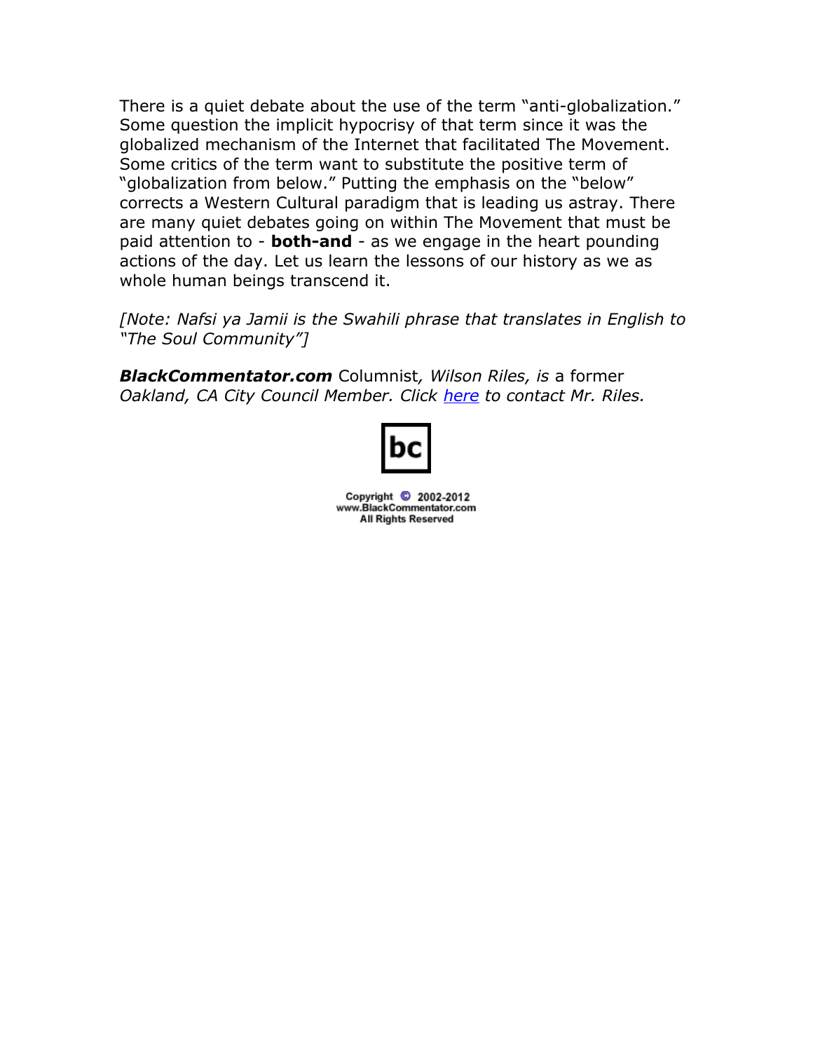There is a quiet debate about the use of the term "anti-globalization." Some question the implicit hypocrisy of that term since it was the globalized mechanism of the Internet that facilitated The Movement. Some critics of the term want to substitute the positive term of "globalization from below." Putting the emphasis on the "below" corrects a Western Cultural paradigm that is leading us astray. There are many quiet debates going on within The Movement that must be paid attention to - **both-and** - as we engage in the heart pounding actions of the day. Let us learn the lessons of our history as we as whole human beings transcend it.

*[Note: Nafsi ya Jamii is the Swahili phrase that translates in English to "The Soul Community"]*

***BlackCommentator.com*** Columnist*, Wilson Riles, is* a former *Oakland, CA City Council Member. Click here to contact Mr. Riles.*

bc

Copyright © 2002-2012
www.BlackCommentator.com
All Rights Reserved